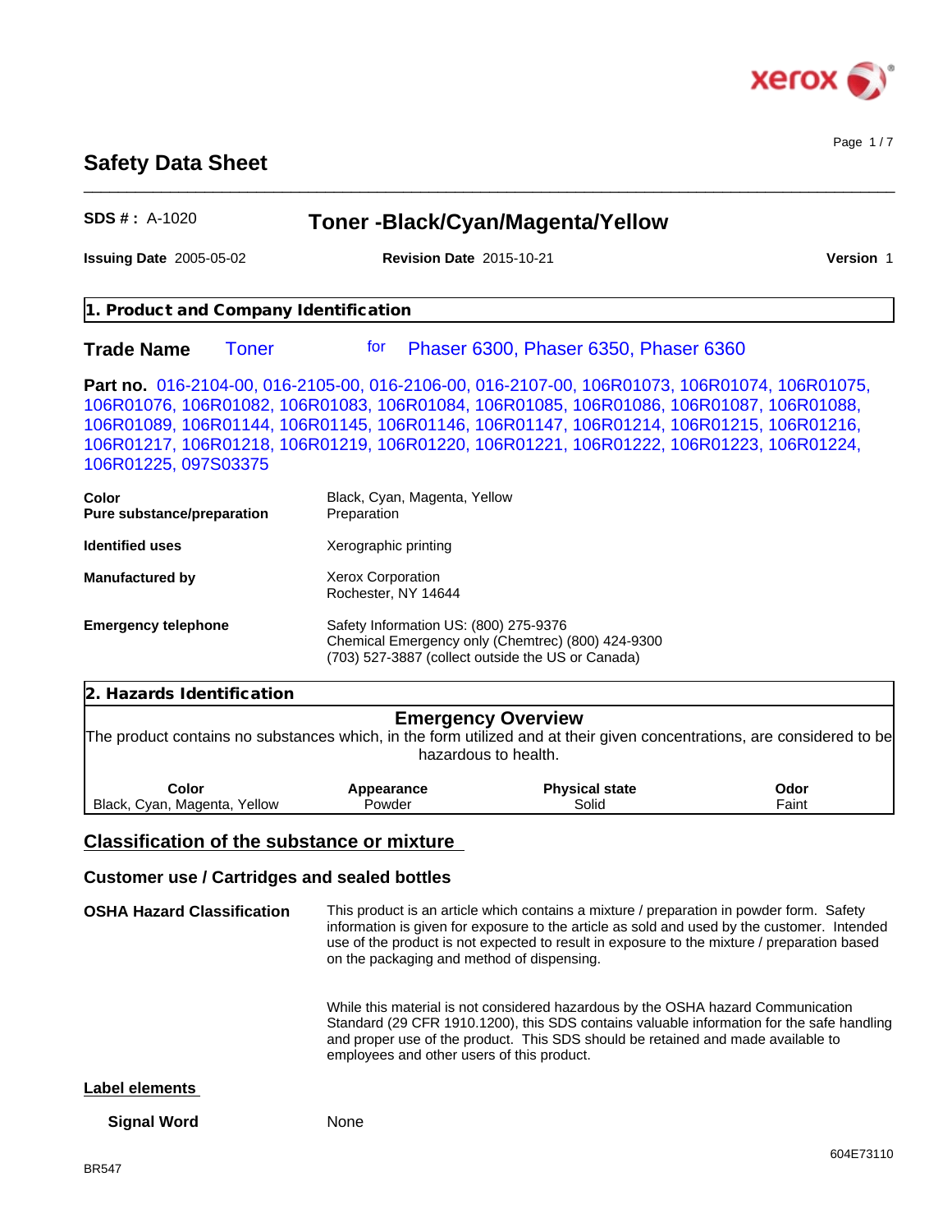# Safety Data Sheet

**SDS # :** A-1020

## Toner -Black/Cyan/Magenta/Yellow

**Issuing Date** 2005-05-02 **Revision Date** 2015-10-21 **Version** 1

## 1. Product and Company Identification

**Trade Name** Toner for Phaser 6300, Phaser 6350, Phaser 6360

**Part no.** 016-2104-00, 016-2105-00, 016-2106-00, 016-2107-00, 106R01073, 106R01074, 106R01075, 106R01076, 106R01082, 106R01083, 106R01084, 106R01085, 106R01086, 106R01087, 106R01088, 106R01089, 106R01144, 106R01145, 106R01146, 106R01147, 106R01214, 106R01215, 106R01216, 106R01217, 106R01218, 106R01219, 106R01220, 106R01221, 106R01222, 106R01223, 106R01224, 106R01225, 097S03375

| | |
|---|---|
| **Color** | Black, Cyan, Magenta, Yellow |
| **Pure substance/preparation** | Preparation |
| **Identified uses** | Xerographic printing |
| **Manufactured by** | Xerox Corporation<br>Rochester, NY 14644 |
| **Emergency telephone** | Safety Information US: (800) 275-9376<br>Chemical Emergency only (Chemtrec) (800) 424-9300<br>(703) 527-3887 (collect outside the US or Canada) |

## 2. Hazards Identification

### Emergency Overview

The product contains no substances which, in the form utilized and at their given concentrations, are considered to be hazardous to health.

| Color | Appearance | Physical state | Odor |
|---|---|---|---|
| Black, Cyan, Magenta, Yellow | Powder | Solid | Faint |

### Classification of the substance or mixture

#### Customer use / Cartridges and sealed bottles

**OSHA Hazard Classification**

This product is an article which contains a mixture / preparation in powder form. Safety information is given for exposure to the article as sold and used by the customer. Intended use of the product is not expected to result in exposure to the mixture / preparation based on the packaging and method of dispensing.

While this material is not considered hazardous by the OSHA hazard Communication Standard (29 CFR 1910.1200), this SDS contains valuable information for the safe handling and proper use of the product. This SDS should be retained and made available to employees and other users of this product.

### Label elements

**Signal Word** None

BR547

604E73110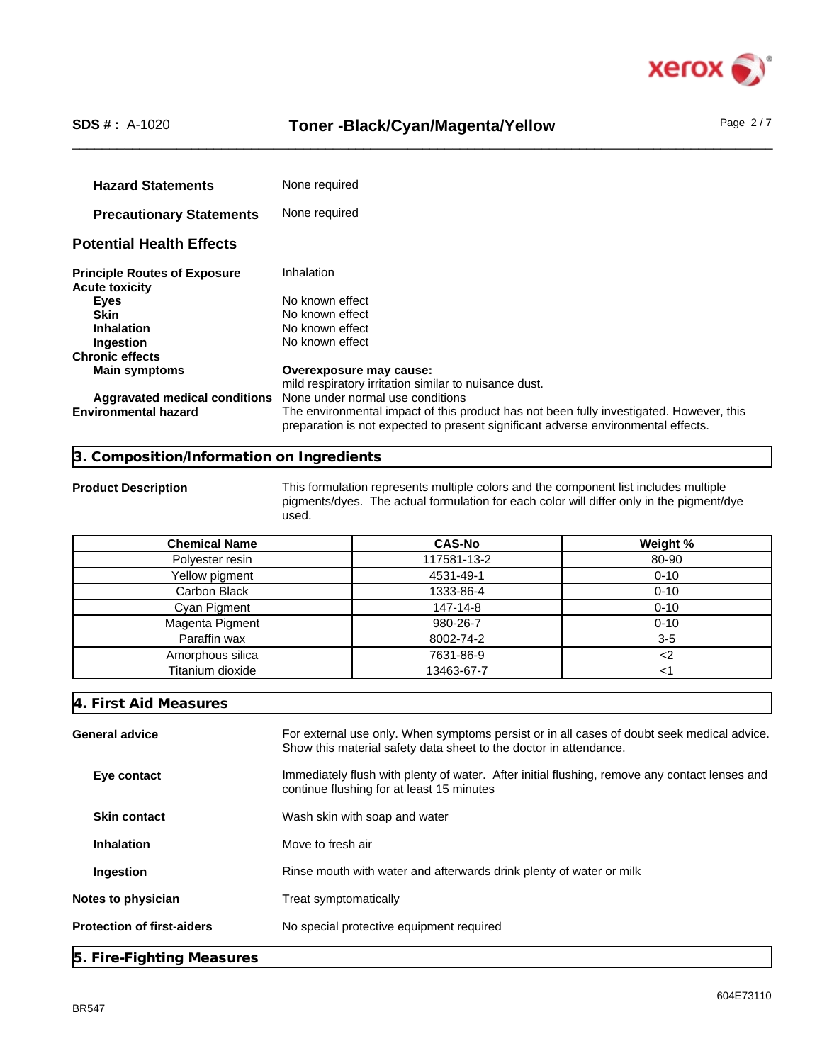**Hazard Statements** None required

**Precautionary Statements** None required

## Potential Health Effects

| | |
|---|---|
| **Principle Routes of Exposure** | Inhalation |
| **Acute toxicity** | |
| **Eyes** | No known effect |
| **Skin** | No known effect |
| **Inhalation** | No known effect |
| **Ingestion** | No known effect |
| **Chronic effects** | |
| **Main symptoms** | **Overexposure may cause:** mild respiratory irritation similar to nuisance dust. |
| **Aggravated medical conditions** | None under normal use conditions |
| **Environmental hazard** | The environmental impact of this product has not been fully investigated. However, this preparation is not expected to present significant adverse environmental effects. |

## 3. Composition/Information on Ingredients

**Product Description** This formulation represents multiple colors and the component list includes multiple pigments/dyes. The actual formulation for each color will differ only in the pigment/dye used.

| Chemical Name | CAS-No | Weight % |
|---|---|---|
| Polyester resin | 117581-13-2 | 80-90 |
| Yellow pigment | 4531-49-1 | 0-10 |
| Carbon Black | 1333-86-4 | 0-10 |
| Cyan Pigment | 147-14-8 | 0-10 |
| Magenta Pigment | 980-26-7 | 0-10 |
| Paraffin wax | 8002-74-2 | 3-5 |
| Amorphous silica | 7631-86-9 | <2 |
| Titanium dioxide | 13463-67-7 | <1 |

## 4. First Aid Measures

| | |
|---|---|
| **General advice** | For external use only. When symptoms persist or in all cases of doubt seek medical advice. Show this material safety data sheet to the doctor in attendance. |
| **Eye contact** | Immediately flush with plenty of water. After initial flushing, remove any contact lenses and continue flushing for at least 15 minutes |
| **Skin contact** | Wash skin with soap and water |
| **Inhalation** | Move to fresh air |
| **Ingestion** | Rinse mouth with water and afterwards drink plenty of water or milk |
| **Notes to physician** | Treat symptomatically |
| **Protection of first-aiders** | No special protective equipment required |

## 5. Fire-Fighting Measures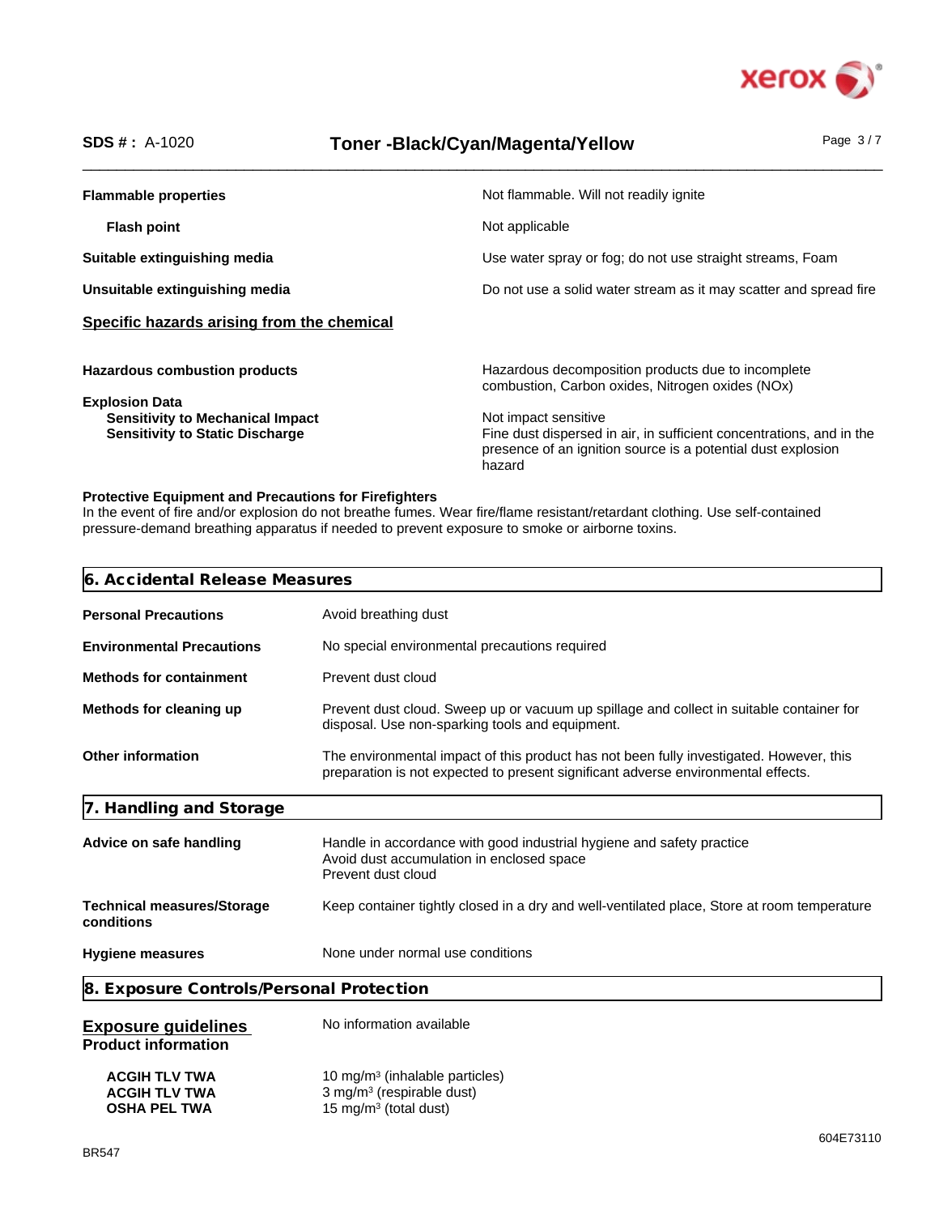| | |
|---|---|
| **Flammable properties** | Not flammable. Will not readily ignite |
| **Flash point** | Not applicable |
| **Suitable extinguishing media** | Use water spray or fog; do not use straight streams, Foam |
| **Unsuitable extinguishing media** | Do not use a solid water stream as it may scatter and spread fire |

**Specific hazards arising from the chemical**

| | |
|---|---|
| **Hazardous combustion products** | Hazardous decomposition products due to incomplete combustion, Carbon oxides, Nitrogen oxides (NOx) |
| **Explosion Data** | |
| **Sensitivity to Mechanical Impact** | Not impact sensitive |
| **Sensitivity to Static Discharge** | Fine dust dispersed in air, in sufficient concentrations, and in the presence of an ignition source is a potential dust explosion hazard |

**Protective Equipment and Precautions for Firefighters**
In the event of fire and/or explosion do not breathe fumes. Wear fire/flame resistant/retardant clothing. Use self-contained pressure-demand breathing apparatus if needed to prevent exposure to smoke or airborne toxins.

## 6. Accidental Release Measures

| | |
|---|---|
| **Personal Precautions** | Avoid breathing dust |
| **Environmental Precautions** | No special environmental precautions required |
| **Methods for containment** | Prevent dust cloud |
| **Methods for cleaning up** | Prevent dust cloud. Sweep up or vacuum up spillage and collect in suitable container for disposal. Use non-sparking tools and equipment. |
| **Other information** | The environmental impact of this product has not been fully investigated. However, this preparation is not expected to present significant adverse environmental effects. |

## 7. Handling and Storage

| | |
|---|---|
| **Advice on safe handling** | Handle in accordance with good industrial hygiene and safety practice<br>Avoid dust accumulation in enclosed space<br>Prevent dust cloud |
| **Technical measures/Storage conditions** | Keep container tightly closed in a dry and well-ventilated place, Store at room temperature |
| **Hygiene measures** | None under normal use conditions |

## 8. Exposure Controls/Personal Protection

**Exposure guidelines** No information available

**Product information**

| | |
|---|---|
| **ACGIH TLV TWA** | 10 mg/m³ (inhalable particles) |
| **ACGIH TLV TWA** | 3 mg/m³ (respirable dust) |
| **OSHA PEL TWA** | 15 mg/m³ (total dust) |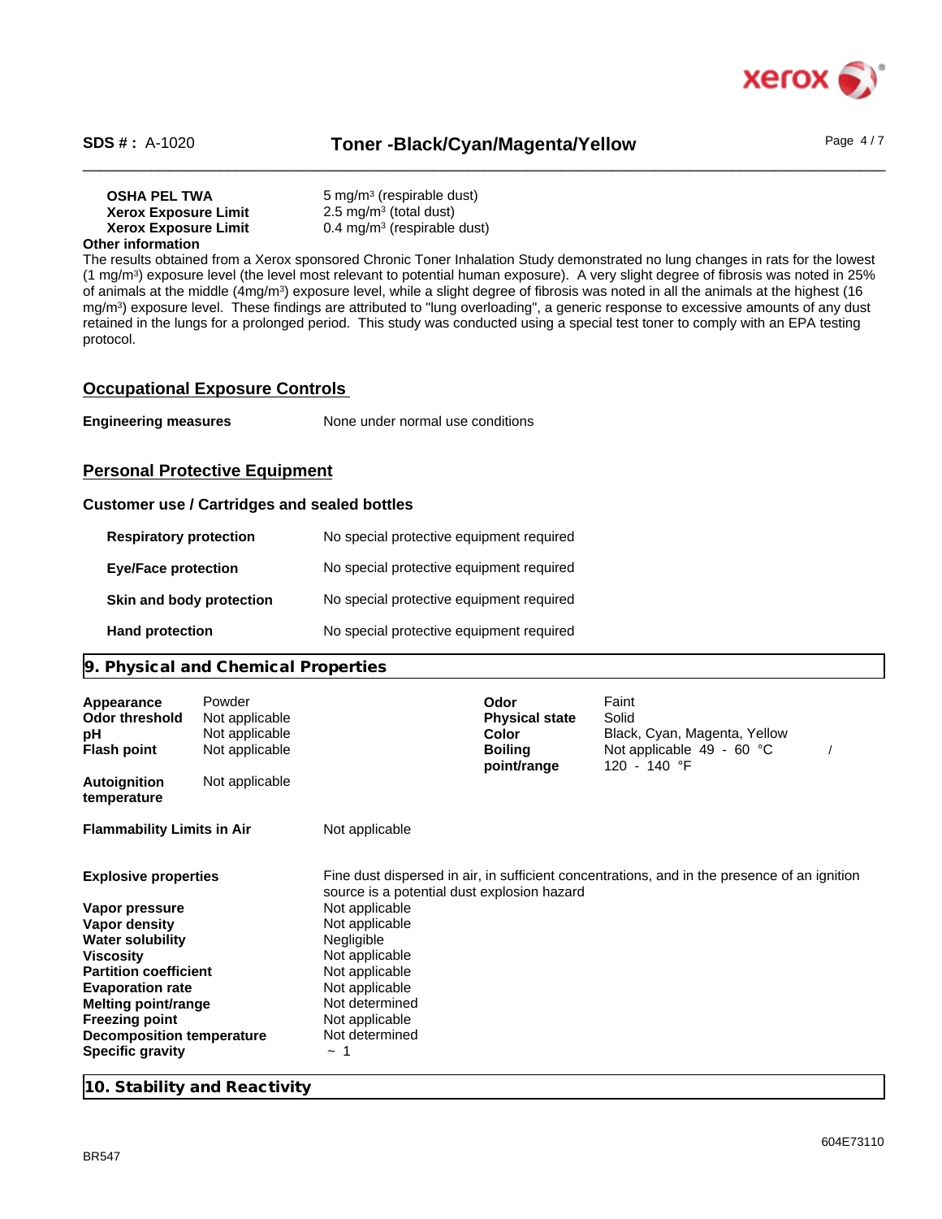| | |
|---|---|
| **OSHA PEL TWA** | 5 mg/m³ (respirable dust) |
| **Xerox Exposure Limit** | 2.5 mg/m³ (total dust) |
| **Xerox Exposure Limit** | 0.4 mg/m³ (respirable dust) |

**Other information**

The results obtained from a Xerox sponsored Chronic Toner Inhalation Study demonstrated no lung changes in rats for the lowest (1 mg/m³) exposure level (the level most relevant to potential human exposure). A very slight degree of fibrosis was noted in 25% of animals at the middle (4mg/m³) exposure level, while a slight degree of fibrosis was noted in all the animals at the highest (16 mg/m³) exposure level. These findings are attributed to "lung overloading", a generic response to excessive amounts of any dust retained in the lungs for a prolonged period. This study was conducted using a special test toner to comply with an EPA testing protocol.

## Occupational Exposure Controls

**Engineering measures** None under normal use conditions

## Personal Protective Equipment

### Customer use / Cartridges and sealed bottles

| | |
|---|---|
| **Respiratory protection** | No special protective equipment required |
| **Eye/Face protection** | No special protective equipment required |
| **Skin and body protection** | No special protective equipment required |
| **Hand protection** | No special protective equipment required |

## 9. Physical and Chemical Properties

| | | | |
|---|---|---|---|
| **Appearance** | Powder | **Odor** | Faint |
| **Odor threshold** | Not applicable | **Physical state** | Solid |
| **pH** | Not applicable | **Color** | Black, Cyan, Magenta, Yellow |
| **Flash point** | Not applicable | **Boiling point/range** | Not applicable 49 - 60 °C / 120 - 140 °F |
| **Autoignition temperature** | Not applicable | | |

| | |
|---|---|
| **Flammability Limits in Air** | Not applicable |
| **Explosive properties** | Fine dust dispersed in air, in sufficient concentrations, and in the presence of an ignition source is a potential dust explosion hazard |
| **Vapor pressure** | Not applicable |
| **Vapor density** | Not applicable |
| **Water solubility** | Negligible |
| **Viscosity** | Not applicable |
| **Partition coefficient** | Not applicable |
| **Evaporation rate** | Not applicable |
| **Melting point/range** | Not determined |
| **Freezing point** | Not applicable |
| **Decomposition temperature** | Not determined |
| **Specific gravity** | ~ 1 |

## 10. Stability and Reactivity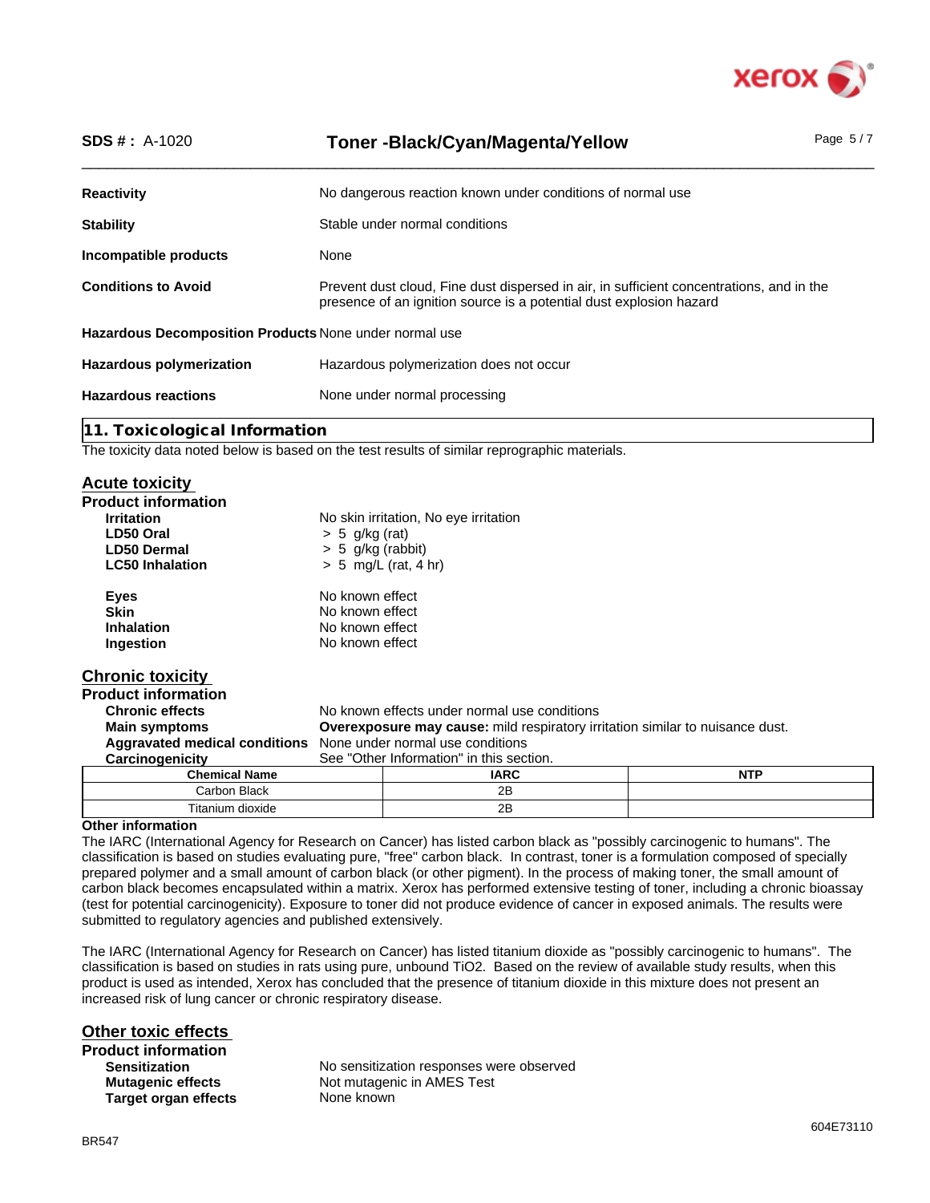**Reactivity** No dangerous reaction known under conditions of normal use

**Stability** Stable under normal conditions

**Incompatible products** None

**Conditions to Avoid** Prevent dust cloud, Fine dust dispersed in air, in sufficient concentrations, and in the presence of an ignition source is a potential dust explosion hazard

**Hazardous Decomposition Products** None under normal use

**Hazardous polymerization** Hazardous polymerization does not occur

**Hazardous reactions** None under normal processing

## 11. Toxicological Information

The toxicity data noted below is based on the test results of similar reprographic materials.

### Acute toxicity

**Product information**

**Irritation** No skin irritation, No eye irritation
**LD50 Oral** > 5 g/kg (rat)
**LD50 Dermal** > 5 g/kg (rabbit)
**LC50 Inhalation** > 5 mg/L (rat, 4 hr)

**Eyes** No known effect
**Skin** No known effect
**Inhalation** No known effect
**Ingestion** No known effect

### Chronic toxicity

**Product information**

**Chronic effects** No known effects under normal use conditions
**Main symptoms** **Overexposure may cause:** mild respiratory irritation similar to nuisance dust.
**Aggravated medical conditions** None under normal use conditions
**Carcinogenicity** See "Other Information" in this section.

| Chemical Name | IARC | NTP |
|---|---|---|
| Carbon Black | 2B | |
| Titanium dioxide | 2B | |

**Other information**

The IARC (International Agency for Research on Cancer) has listed carbon black as "possibly carcinogenic to humans". The classification is based on studies evaluating pure, "free" carbon black. In contrast, toner is a formulation composed of specially prepared polymer and a small amount of carbon black (or other pigment). In the process of making toner, the small amount of carbon black becomes encapsulated within a matrix. Xerox has performed extensive testing of toner, including a chronic bioassay (test for potential carcinogenicity). Exposure to toner did not produce evidence of cancer in exposed animals. The results were submitted to regulatory agencies and published extensively.

The IARC (International Agency for Research on Cancer) has listed titanium dioxide as "possibly carcinogenic to humans". The classification is based on studies in rats using pure, unbound $TiO_2$. Based on the review of available study results, when this product is used as intended, Xerox has concluded that the presence of titanium dioxide in this mixture does not present an increased risk of lung cancer or chronic respiratory disease.

### Other toxic effects

**Product information**

**Sensitization** No sensitization responses were observed
**Mutagenic effects** Not mutagenic in AMES Test
**Target organ effects** None known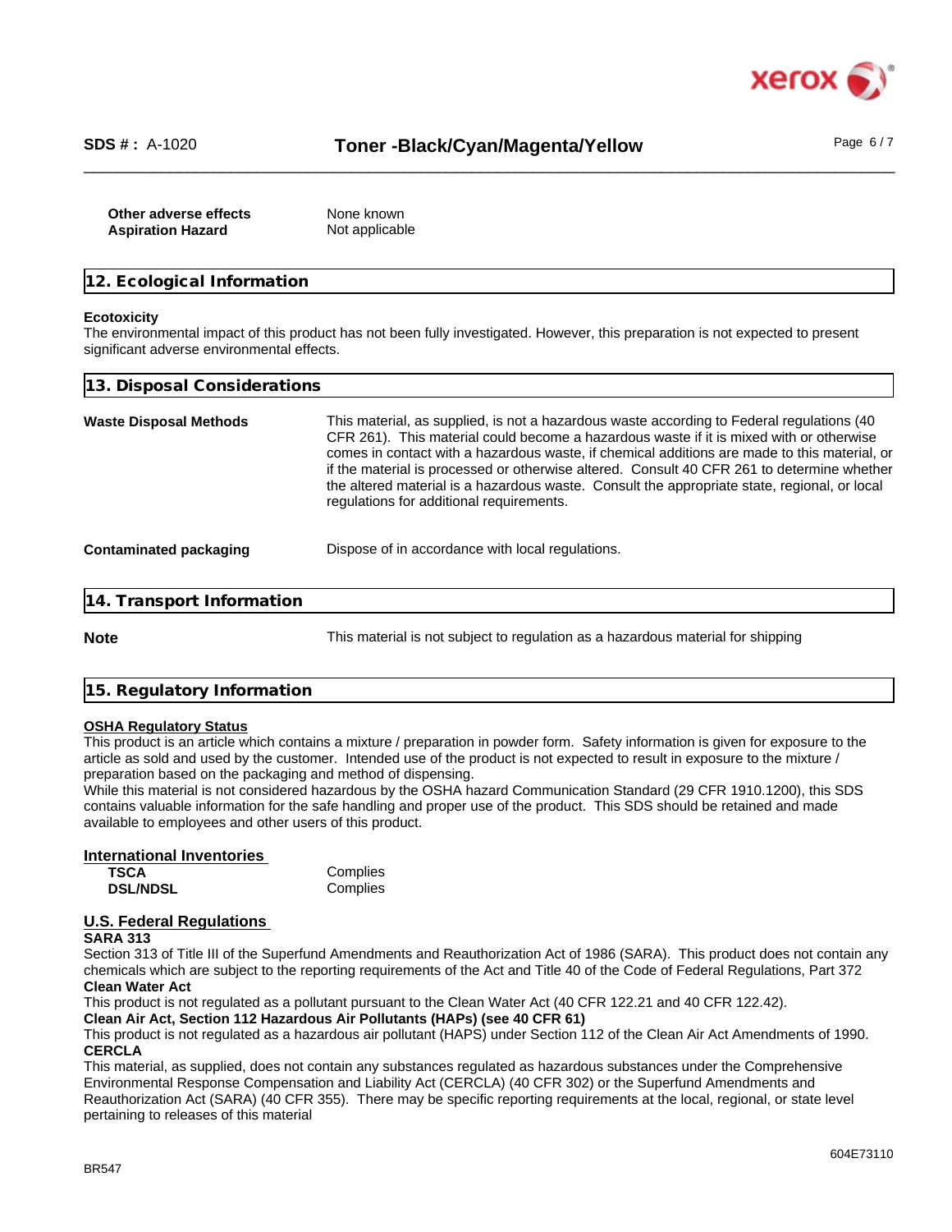| | |
|---|---|
| **Other adverse effects** | None known |
| **Aspiration Hazard** | Not applicable |

## 12. Ecological Information

**Ecotoxicity**
The environmental impact of this product has not been fully investigated. However, this preparation is not expected to present significant adverse environmental effects.

## 13. Disposal Considerations

**Waste Disposal Methods**

This material, as supplied, is not a hazardous waste according to Federal regulations (40 CFR 261). This material could become a hazardous waste if it is mixed with or otherwise comes in contact with a hazardous waste, if chemical additions are made to this material, or if the material is processed or otherwise altered. Consult 40 CFR 261 to determine whether the altered material is a hazardous waste. Consult the appropriate state, regional, or local regulations for additional requirements.

**Contaminated packaging**

Dispose of in accordance with local regulations.

## 14. Transport Information

**Note**

This material is not subject to regulation as a hazardous material for shipping

## 15. Regulatory Information

**OSHA Regulatory Status**

This product is an article which contains a mixture / preparation in powder form. Safety information is given for exposure to the article as sold and used by the customer. Intended use of the product is not expected to result in exposure to the mixture / preparation based on the packaging and method of dispensing.
While this material is not considered hazardous by the OSHA hazard Communication Standard (29 CFR 1910.1200), this SDS contains valuable information for the safe handling and proper use of the product. This SDS should be retained and made available to employees and other users of this product.

**International Inventories**

| | |
|---|---|
| **TSCA** | Complies |
| **DSL/NDSL** | Complies |

**U.S. Federal Regulations**

**SARA 313**
Section 313 of Title III of the Superfund Amendments and Reauthorization Act of 1986 (SARA). This product does not contain any chemicals which are subject to the reporting requirements of the Act and Title 40 of the Code of Federal Regulations, Part 372

**Clean Water Act**
This product is not regulated as a pollutant pursuant to the Clean Water Act (40 CFR 122.21 and 40 CFR 122.42).

**Clean Air Act, Section 112 Hazardous Air Pollutants (HAPs) (see 40 CFR 61)**
This product is not regulated as a hazardous air pollutant (HAPS) under Section 112 of the Clean Air Act Amendments of 1990.

**CERCLA**
This material, as supplied, does not contain any substances regulated as hazardous substances under the Comprehensive Environmental Response Compensation and Liability Act (CERCLA) (40 CFR 302) or the Superfund Amendments and Reauthorization Act (SARA) (40 CFR 355). There may be specific reporting requirements at the local, regional, or state level pertaining to releases of this material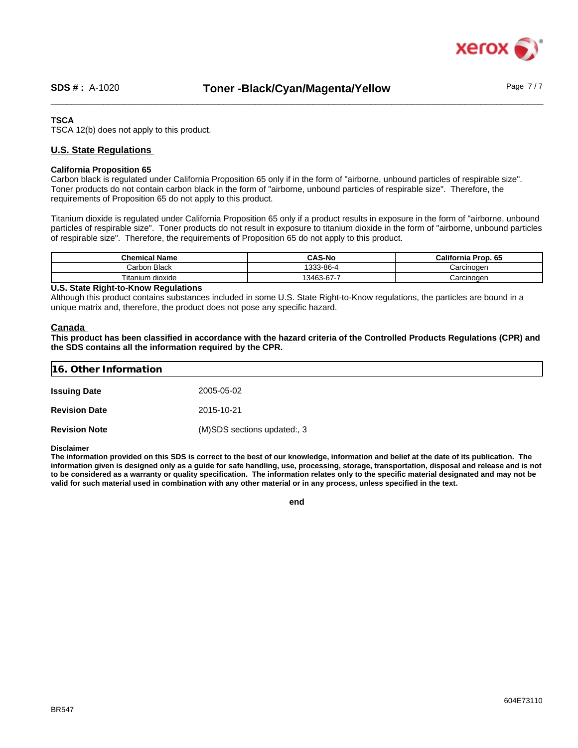**TSCA**

TSCA 12(b) does not apply to this product.

## U.S. State Regulations

**California Proposition 65**

Carbon black is regulated under California Proposition 65 only if in the form of "airborne, unbound particles of respirable size". Toner products do not contain carbon black in the form of "airborne, unbound particles of respirable size". Therefore, the requirements of Proposition 65 do not apply to this product.

Titanium dioxide is regulated under California Proposition 65 only if a product results in exposure in the form of "airborne, unbound particles of respirable size". Toner products do not result in exposure to titanium dioxide in the form of "airborne, unbound particles of respirable size". Therefore, the requirements of Proposition 65 do not apply to this product.

| Chemical Name | CAS-No | California Prop. 65 |
|---|---|---|
| Carbon Black | 1333-86-4 | Carcinogen |
| Titanium dioxide | 13463-67-7 | Carcinogen |

**U.S. State Right-to-Know Regulations**

Although this product contains substances included in some U.S. State Right-to-Know regulations, the particles are bound in a unique matrix and, therefore, the product does not pose any specific hazard.

## Canada

**This product has been classified in accordance with the hazard criteria of the Controlled Products Regulations (CPR) and the SDS contains all the information required by the CPR.**

## 16. Other Information

**Issuing Date** 2005-05-02

**Revision Date** 2015-10-21

**Revision Note** (M)SDS sections updated:, 3

**Disclaimer**

**The information provided on this SDS is correct to the best of our knowledge, information and belief at the date of its publication. The information given is designed only as a guide for safe handling, use, processing, storage, transportation, disposal and release and is not to be considered as a warranty or quality specification. The information relates only to the specific material designated and may not be valid for such material used in combination with any other material or in any process, unless specified in the text.**

**end**